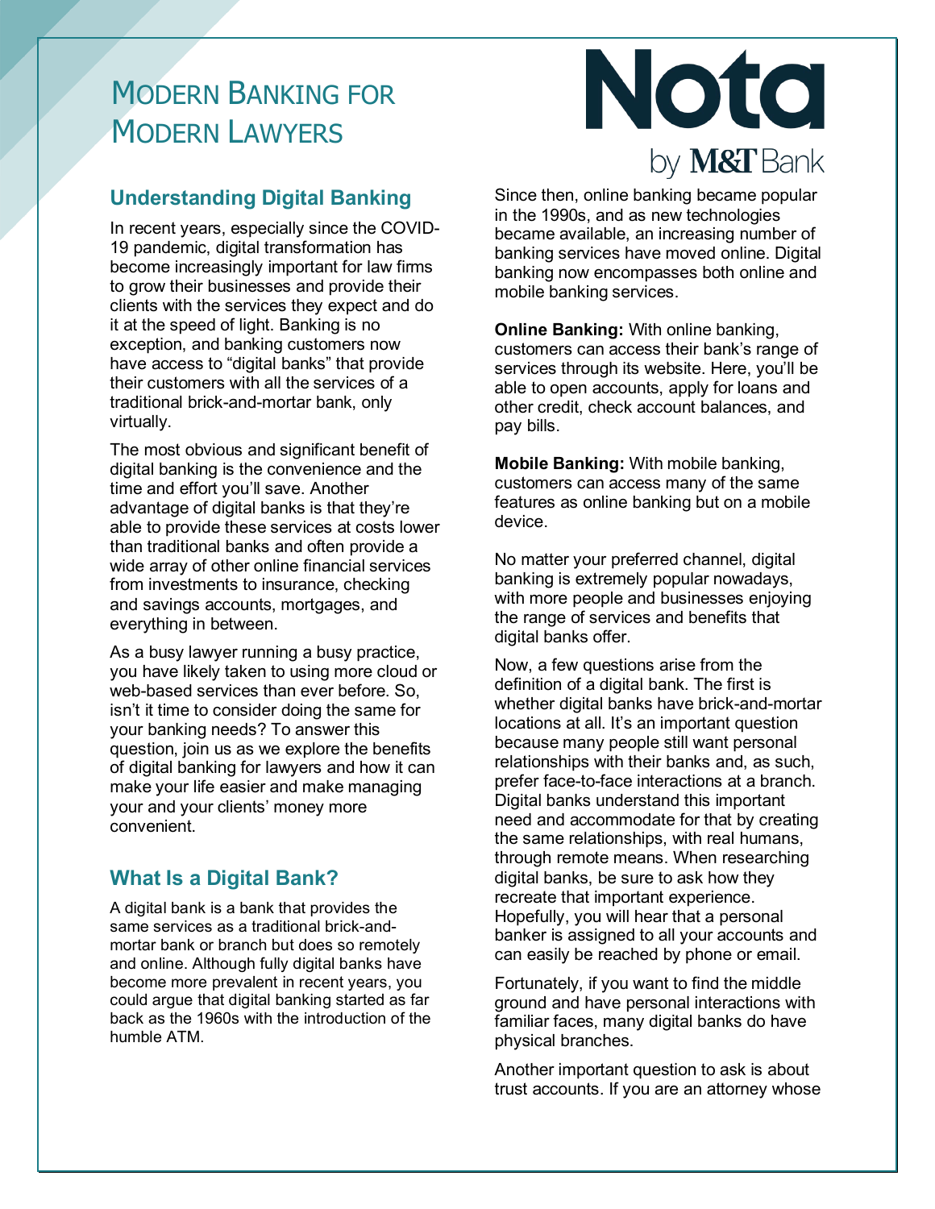# Modern Banking for Modern Lawyers

Nota by M&T Bank

## Understanding Digital Banking

In recent years, especially since the COVID-19 pandemic, digital transformation has become increasingly important for law firms to grow their businesses and provide their clients with the services they expect and do it at the speed of light. Banking is no exception, and banking customers now have access to "digital banks" that provide their customers with all the services of a traditional brick-and-mortar bank, only virtually.

The most obvious and significant benefit of digital banking is the convenience and the time and effort you'll save. Another advantage of digital banks is that they're able to provide these services at costs lower than traditional banks and often provide a wide array of other online financial services from investments to insurance, checking and savings accounts, mortgages, and everything in between.

As a busy lawyer running a busy practice, you have likely taken to using more cloud or web-based services than ever before. So, isn't it time to consider doing the same for your banking needs? To answer this question, join us as we explore the benefits of digital banking for lawyers and how it can make your life easier and make managing your and your clients' money more convenient.

## What Is a Digital Bank?

A digital bank is a bank that provides the same services as a traditional brick-and-mortar bank or branch but does so remotely and online. Although fully digital banks have become more prevalent in recent years, you could argue that digital banking started as far back as the 1960s with the introduction of the humble ATM.

Since then, online banking became popular in the 1990s, and as new technologies became available, an increasing number of banking services have moved online. Digital banking now encompasses both online and mobile banking services.

**Online Banking:** With online banking, customers can access their bank's range of services through its website. Here, you'll be able to open accounts, apply for loans and other credit, check account balances, and pay bills.

**Mobile Banking:** With mobile banking, customers can access many of the same features as online banking but on a mobile device.

No matter your preferred channel, digital banking is extremely popular nowadays, with more people and businesses enjoying the range of services and benefits that digital banks offer.

Now, a few questions arise from the definition of a digital bank. The first is whether digital banks have brick-and-mortar locations at all. It's an important question because many people still want personal relationships with their banks and, as such, prefer face-to-face interactions at a branch. Digital banks understand this important need and accommodate for that by creating the same relationships, with real humans, through remote means. When researching digital banks, be sure to ask how they recreate that important experience. Hopefully, you will hear that a personal banker is assigned to all your accounts and can easily be reached by phone or email.

Fortunately, if you want to find the middle ground and have personal interactions with familiar faces, many digital banks do have physical branches.

Another important question to ask is about trust accounts. If you are an attorney whose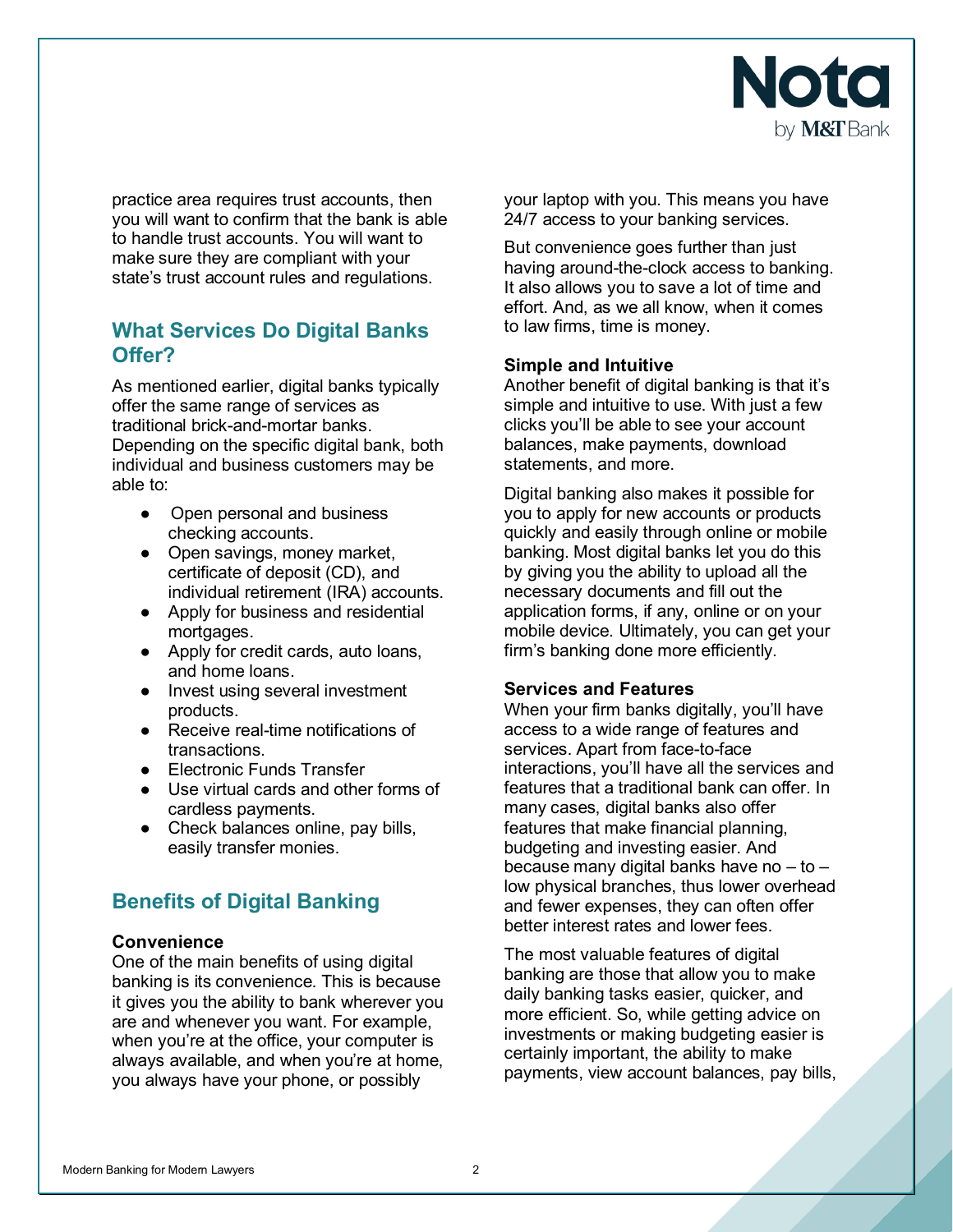practice area requires trust accounts, then you will want to confirm that the bank is able to handle trust accounts. You will want to make sure they are compliant with your state's trust account rules and regulations.

## What Services Do Digital Banks Offer?

As mentioned earlier, digital banks typically offer the same range of services as traditional brick-and-mortar banks. Depending on the specific digital bank, both individual and business customers may be able to:

- Open personal and business checking accounts.
- Open savings, money market, certificate of deposit (CD), and individual retirement (IRA) accounts.
- Apply for business and residential mortgages.
- Apply for credit cards, auto loans, and home loans.
- Invest using several investment products.
- Receive real-time notifications of transactions.
- Electronic Funds Transfer
- Use virtual cards and other forms of cardless payments.
- Check balances online, pay bills, easily transfer monies.

## Benefits of Digital Banking

### Convenience

One of the main benefits of using digital banking is its convenience. This is because it gives you the ability to bank wherever you are and whenever you want. For example, when you're at the office, your computer is always available, and when you're at home, you always have your phone, or possibly your laptop with you. This means you have 24/7 access to your banking services.

But convenience goes further than just having around-the-clock access to banking. It also allows you to save a lot of time and effort. And, as we all know, when it comes to law firms, time is money.

### Simple and Intuitive

Another benefit of digital banking is that it's simple and intuitive to use. With just a few clicks you'll be able to see your account balances, make payments, download statements, and more.

Digital banking also makes it possible for you to apply for new accounts or products quickly and easily through online or mobile banking. Most digital banks let you do this by giving you the ability to upload all the necessary documents and fill out the application forms, if any, online or on your mobile device. Ultimately, you can get your firm's banking done more efficiently.

### Services and Features

When your firm banks digitally, you'll have access to a wide range of features and services. Apart from face-to-face interactions, you'll have all the services and features that a traditional bank can offer. In many cases, digital banks also offer features that make financial planning, budgeting and investing easier. And because many digital banks have no – to – low physical branches, thus lower overhead and fewer expenses, they can often offer better interest rates and lower fees.

The most valuable features of digital banking are those that allow you to make daily banking tasks easier, quicker, and more efficient. So, while getting advice on investments or making budgeting easier is certainly important, the ability to make payments, view account balances, pay bills,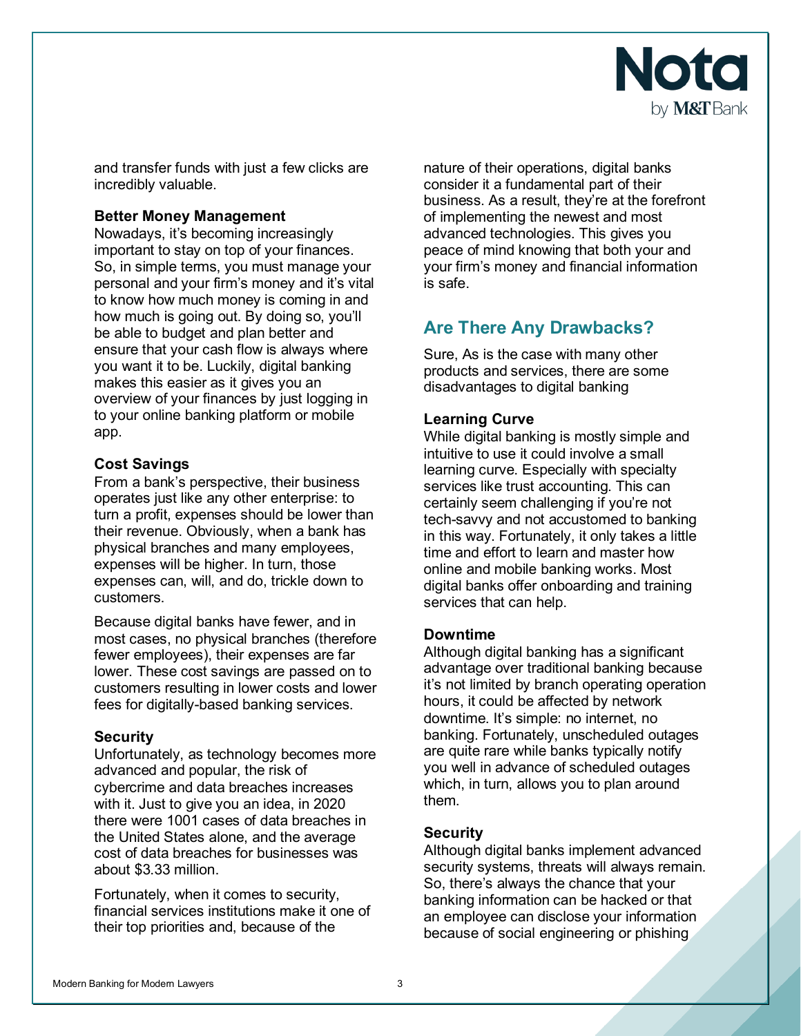and transfer funds with just a few clicks are incredibly valuable.

### Better Money Management

Nowadays, it's becoming increasingly important to stay on top of your finances. So, in simple terms, you must manage your personal and your firm's money and it's vital to know how much money is coming in and how much is going out. By doing so, you'll be able to budget and plan better and ensure that your cash flow is always where you want it to be. Luckily, digital banking makes this easier as it gives you an overview of your finances by just logging in to your online banking platform or mobile app.

### Cost Savings

From a bank's perspective, their business operates just like any other enterprise: to turn a profit, expenses should be lower than their revenue. Obviously, when a bank has physical branches and many employees, expenses will be higher. In turn, those expenses can, will, and do, trickle down to customers.

Because digital banks have fewer, and in most cases, no physical branches (therefore fewer employees), their expenses are far lower. These cost savings are passed on to customers resulting in lower costs and lower fees for digitally-based banking services.

### Security

Unfortunately, as technology becomes more advanced and popular, the risk of cybercrime and data breaches increases with it. Just to give you an idea, in 2020 there were 1001 cases of data breaches in the United States alone, and the average cost of data breaches for businesses was about $3.33 million.

Fortunately, when it comes to security, financial services institutions make it one of their top priorities and, because of the nature of their operations, digital banks consider it a fundamental part of their business. As a result, they're at the forefront of implementing the newest and most advanced technologies. This gives you peace of mind knowing that both your and your firm's money and financial information is safe.

## Are There Any Drawbacks?

Sure, As is the case with many other products and services, there are some disadvantages to digital banking

### Learning Curve

While digital banking is mostly simple and intuitive to use it could involve a small learning curve. Especially with specialty services like trust accounting. This can certainly seem challenging if you're not tech-savvy and not accustomed to banking in this way. Fortunately, it only takes a little time and effort to learn and master how online and mobile banking works. Most digital banks offer onboarding and training services that can help.

### Downtime

Although digital banking has a significant advantage over traditional banking because it's not limited by branch operating operation hours, it could be affected by network downtime. It's simple: no internet, no banking. Fortunately, unscheduled outages are quite rare while banks typically notify you well in advance of scheduled outages which, in turn, allows you to plan around them.

### Security

Although digital banks implement advanced security systems, threats will always remain. So, there's always the chance that your banking information can be hacked or that an employee can disclose your information because of social engineering or phishing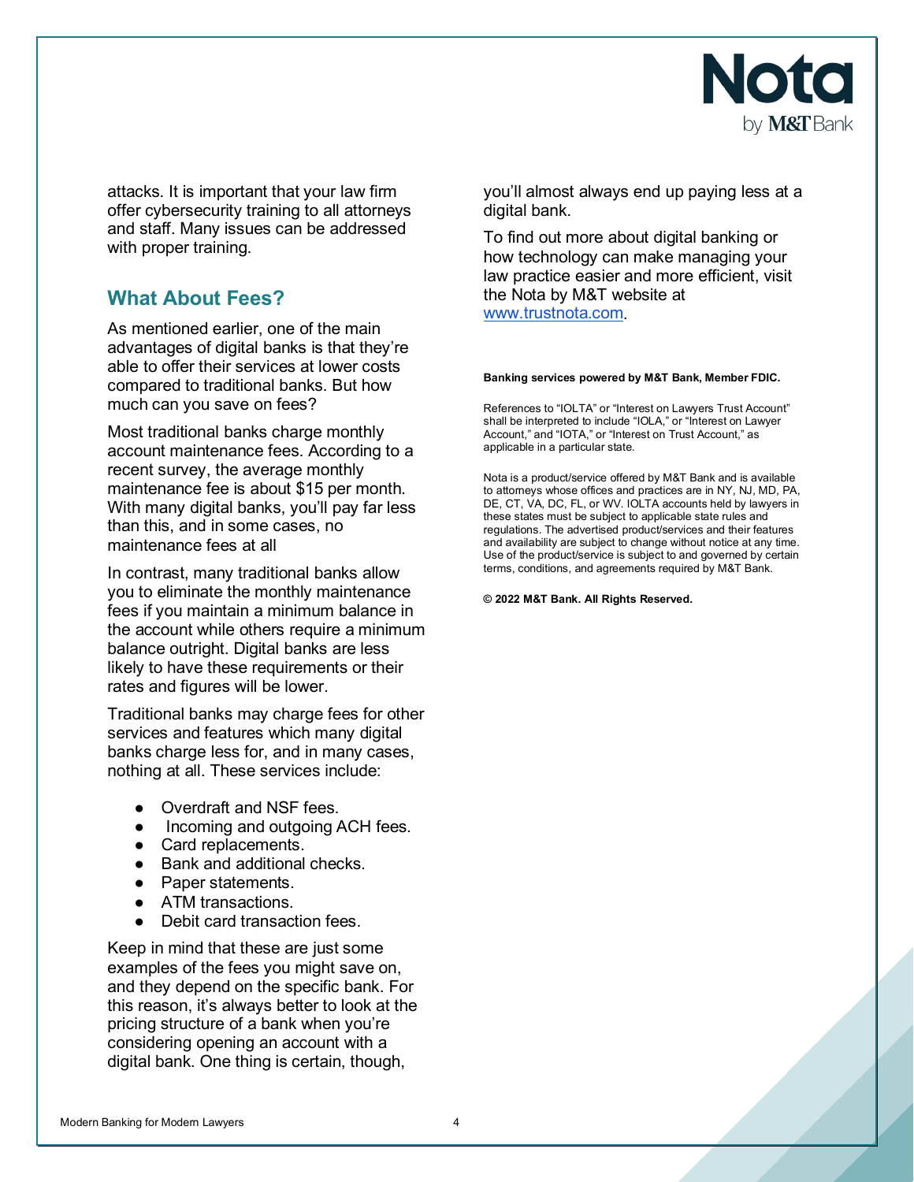attacks. It is important that your law firm offer cybersecurity training to all attorneys and staff. Many issues can be addressed with proper training.

## What About Fees?

As mentioned earlier, one of the main advantages of digital banks is that they're able to offer their services at lower costs compared to traditional banks. But how much can you save on fees?

Most traditional banks charge monthly account maintenance fees. According to a recent survey, the average monthly maintenance fee is about $15 per month. With many digital banks, you'll pay far less than this, and in some cases, no maintenance fees at all

In contrast, many traditional banks allow you to eliminate the monthly maintenance fees if you maintain a minimum balance in the account while others require a minimum balance outright. Digital banks are less likely to have these requirements or their rates and figures will be lower.

Traditional banks may charge fees for other services and features which many digital banks charge less for, and in many cases, nothing at all. These services include:

- Overdraft and NSF fees.
- Incoming and outgoing ACH fees.
- Card replacements.
- Bank and additional checks.
- Paper statements.
- ATM transactions.
- Debit card transaction fees.

Keep in mind that these are just some examples of the fees you might save on, and they depend on the specific bank. For this reason, it's always better to look at the pricing structure of a bank when you're considering opening an account with a digital bank. One thing is certain, though, you'll almost always end up paying less at a digital bank.

To find out more about digital banking or how technology can make managing your law practice easier and more efficient, visit the Nota by M&T website at [www.trustnota.com](http://www.trustnota.com).

**Banking services powered by M&T Bank, Member FDIC.**

References to "IOLTA" or "Interest on Lawyers Trust Account" shall be interpreted to include "IOLA," or "Interest on Lawyer Account," and "IOTA," or "Interest on Trust Account," as applicable in a particular state.

Nota is a product/service offered by M&T Bank and is available to attorneys whose offices and practices are in NY, NJ, MD, PA, DE, CT, VA, DC, FL, or WV. IOLTA accounts held by lawyers in these states must be subject to applicable state rules and regulations. The advertised product/services and their features and availability are subject to change without notice at any time. Use of the product/service is subject to and governed by certain terms, conditions, and agreements required by M&T Bank.

**© 2022 M&T Bank. All Rights Reserved.**